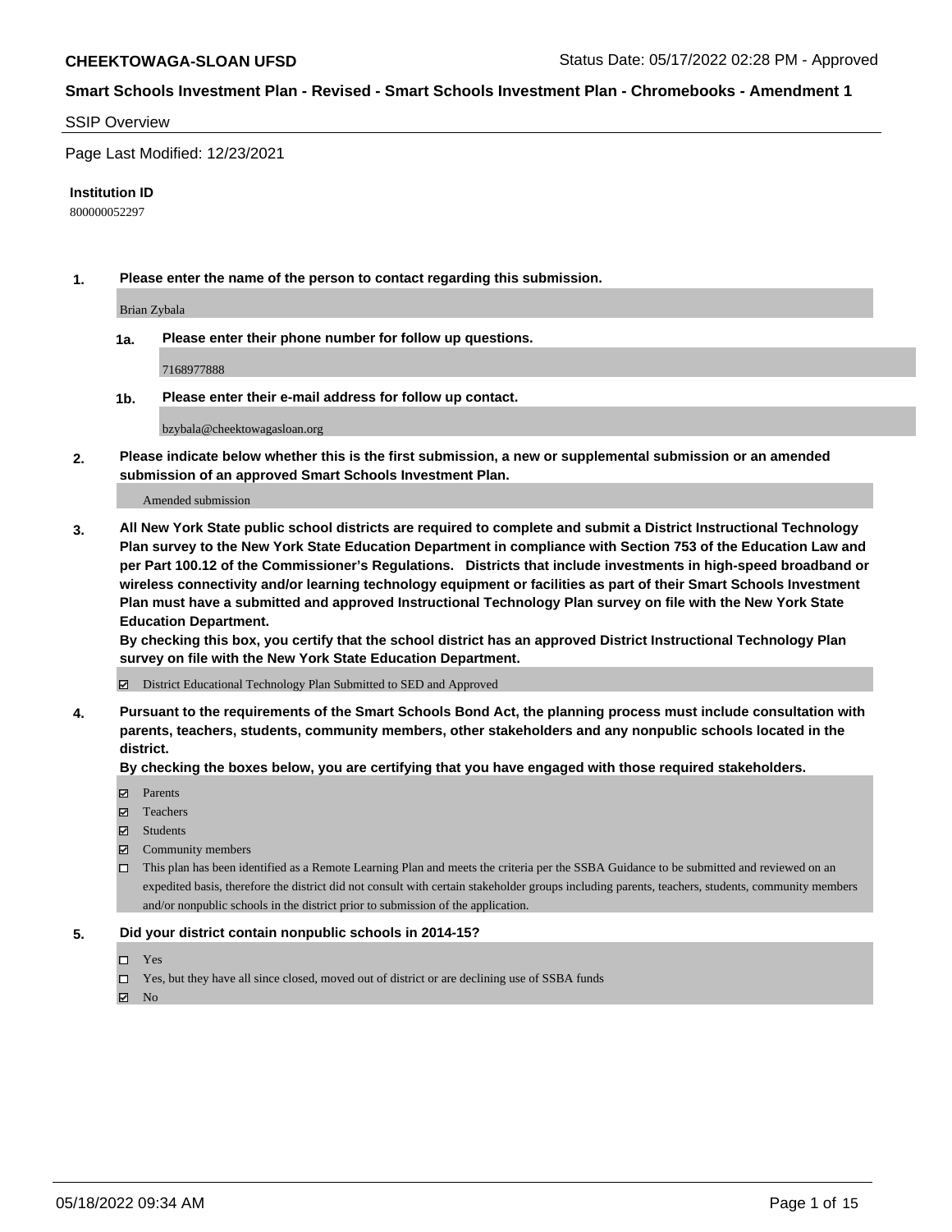**CHEEKTOWAGA-SLOAN UFSD** Status Date: 05/17/2022 02:28 PM - Approved

**Smart Schools Investment Plan - Revised - Smart Schools Investment Plan - Chromebooks - Amendment 1**

SSIP Overview

Page Last Modified: 12/23/2021

**Institution ID**

800000052297

**1. Please enter the name of the person to contact regarding this submission.**

Brian Zybala

**1a. Please enter their phone number for follow up questions.**

7168977888

**1b. Please enter their e-mail address for follow up contact.**

bzybala@cheektowagasloan.org

**2. Please indicate below whether this is the first submission, a new or supplemental submission or an amended submission of an approved Smart Schools Investment Plan.**

Amended submission

**3. All New York State public school districts are required to complete and submit a District Instructional Technology Plan survey to the New York State Education Department in compliance with Section 753 of the Education Law and per Part 100.12 of the Commissioner's Regulations. Districts that include investments in high-speed broadband or wireless connectivity and/or learning technology equipment or facilities as part of their Smart Schools Investment Plan must have a submitted and approved Instructional Technology Plan survey on file with the New York State Education Department.**
**By checking this box, you certify that the school district has an approved District Instructional Technology Plan survey on file with the New York State Education Department.**

☑ District Educational Technology Plan Submitted to SED and Approved

**4. Pursuant to the requirements of the Smart Schools Bond Act, the planning process must include consultation with parents, teachers, students, community members, other stakeholders and any nonpublic schools located in the district.**
**By checking the boxes below, you are certifying that you have engaged with those required stakeholders.**

☑ Parents
☑ Teachers
☑ Students
☑ Community members
☐ This plan has been identified as a Remote Learning Plan and meets the criteria per the SSBA Guidance to be submitted and reviewed on an expedited basis, therefore the district did not consult with certain stakeholder groups including parents, teachers, students, community members and/or nonpublic schools in the district prior to submission of the application.

**5. Did your district contain nonpublic schools in 2014-15?**

☐ Yes
☐ Yes, but they have all since closed, moved out of district or are declining use of SSBA funds
☑ No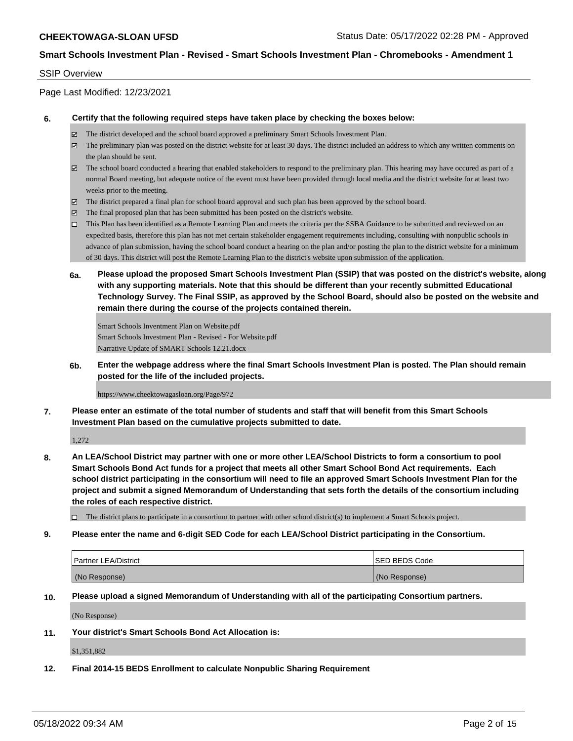SSIP Overview

Page Last Modified: 12/23/2021

**6. Certify that the following required steps have taken place by checking the boxes below:**

- ☑ The district developed and the school board approved a preliminary Smart Schools Investment Plan.
- ☑ The preliminary plan was posted on the district website for at least 30 days. The district included an address to which any written comments on the plan should be sent.
- ☑ The school board conducted a hearing that enabled stakeholders to respond to the preliminary plan. This hearing may have occured as part of a normal Board meeting, but adequate notice of the event must have been provided through local media and the district website for at least two weeks prior to the meeting.
- ☑ The district prepared a final plan for school board approval and such plan has been approved by the school board.
- ☑ The final proposed plan that has been submitted has been posted on the district's website.
- ☐ This Plan has been identified as a Remote Learning Plan and meets the criteria per the SSBA Guidance to be submitted and reviewed on an expedited basis, therefore this plan has not met certain stakeholder engagement requirements including, consulting with nonpublic schools in advance of plan submission, having the school board conduct a hearing on the plan and/or posting the plan to the district website for a minimum of 30 days. This district will post the Remote Learning Plan to the district's website upon submission of the application.

**6a. Please upload the proposed Smart Schools Investment Plan (SSIP) that was posted on the district's website, along with any supporting materials. Note that this should be different than your recently submitted Educational Technology Survey. The Final SSIP, as approved by the School Board, should also be posted on the website and remain there during the course of the projects contained therein.**

Smart Schools Inventment Plan on Website.pdf
Smart Schools Investment Plan - Revised - For Website.pdf
Narrative Update of SMART Schools 12.21.docx

**6b. Enter the webpage address where the final Smart Schools Investment Plan is posted. The Plan should remain posted for the life of the included projects.**

https://www.cheektowagasloan.org/Page/972

**7. Please enter an estimate of the total number of students and staff that will benefit from this Smart Schools Investment Plan based on the cumulative projects submitted to date.**

1,272

**8. An LEA/School District may partner with one or more other LEA/School Districts to form a consortium to pool Smart Schools Bond Act funds for a project that meets all other Smart School Bond Act requirements. Each school district participating in the consortium will need to file an approved Smart Schools Investment Plan for the project and submit a signed Memorandum of Understanding that sets forth the details of the consortium including the roles of each respective district.**

- ☐ The district plans to participate in a consortium to partner with other school district(s) to implement a Smart Schools project.

**9. Please enter the name and 6-digit SED Code for each LEA/School District participating in the Consortium.**

| Partner LEA/District | SED BEDS Code |
| --- | --- |
| (No Response) | (No Response) |

**10. Please upload a signed Memorandum of Understanding with all of the participating Consortium partners.**

(No Response)

**11. Your district's Smart Schools Bond Act Allocation is:**

$1,351,882

**12. Final 2014-15 BEDS Enrollment to calculate Nonpublic Sharing Requirement**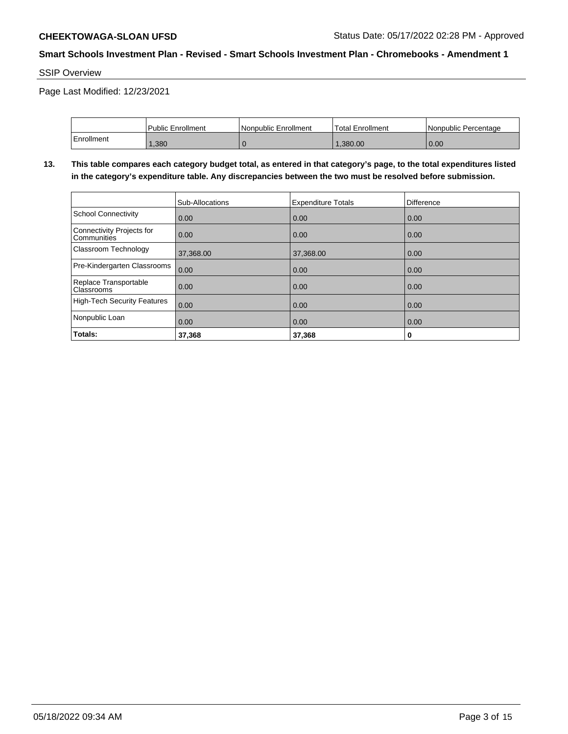## SSIP Overview

Page Last Modified: 12/23/2021

| | Public Enrollment | Nonpublic Enrollment | Total Enrollment | Nonpublic Percentage |
|---|---|---|---|---|
| Enrollment | 1,380 | 0 | 1,380.00 | 0.00 |

**13. This table compares each category budget total, as entered in that category's page, to the total expenditures listed in the category's expenditure table. Any discrepancies between the two must be resolved before submission.**

| | Sub-Allocations | Expenditure Totals | Difference |
|---|---|---|---|
| School Connectivity | 0.00 | 0.00 | 0.00 |
| Connectivity Projects for Communities | 0.00 | 0.00 | 0.00 |
| Classroom Technology | 37,368.00 | 37,368.00 | 0.00 |
| Pre-Kindergarten Classrooms | 0.00 | 0.00 | 0.00 |
| Replace Transportable Classrooms | 0.00 | 0.00 | 0.00 |
| High-Tech Security Features | 0.00 | 0.00 | 0.00 |
| Nonpublic Loan | 0.00 | 0.00 | 0.00 |
| **Totals:** | **37,368** | **37,368** | **0** |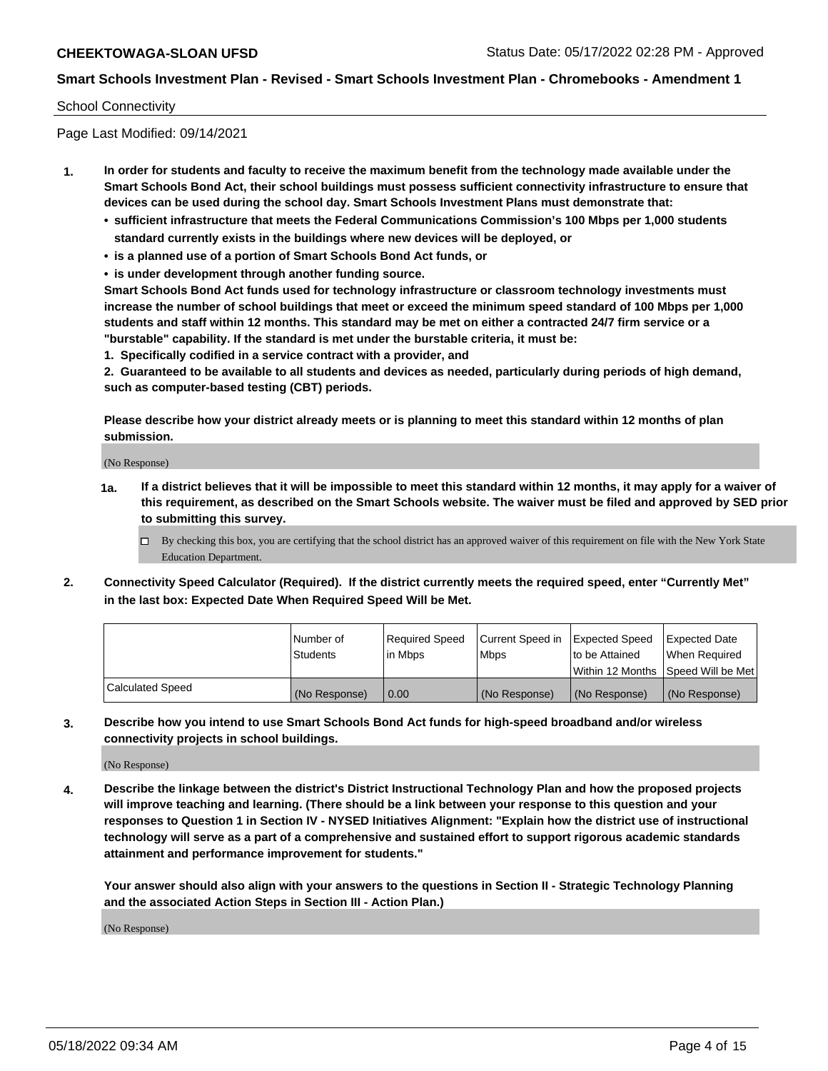School Connectivity

Page Last Modified: 09/14/2021

**1. In order for students and faculty to receive the maximum benefit from the technology made available under the Smart Schools Bond Act, their school buildings must possess sufficient connectivity infrastructure to ensure that devices can be used during the school day. Smart Schools Investment Plans must demonstrate that:**

- **sufficient infrastructure that meets the Federal Communications Commission's 100 Mbps per 1,000 students standard currently exists in the buildings where new devices will be deployed, or**
- **is a planned use of a portion of Smart Schools Bond Act funds, or**
- **is under development through another funding source.**

**Smart Schools Bond Act funds used for technology infrastructure or classroom technology investments must increase the number of school buildings that meet or exceed the minimum speed standard of 100 Mbps per 1,000 students and staff within 12 months. This standard may be met on either a contracted 24/7 firm service or a "burstable" capability. If the standard is met under the burstable criteria, it must be:**

**1. Specifically codified in a service contract with a provider, and**

**2. Guaranteed to be available to all students and devices as needed, particularly during periods of high demand, such as computer-based testing (CBT) periods.**

**Please describe how your district already meets or is planning to meet this standard within 12 months of plan submission.**

(No Response)

**1a. If a district believes that it will be impossible to meet this standard within 12 months, it may apply for a waiver of this requirement, as described on the Smart Schools website. The waiver must be filed and approved by SED prior to submitting this survey.**

☐ By checking this box, you are certifying that the school district has an approved waiver of this requirement on file with the New York State Education Department.

**2. Connectivity Speed Calculator (Required). If the district currently meets the required speed, enter "Currently Met" in the last box: Expected Date When Required Speed Will be Met.**

| | Number of Students | Required Speed in Mbps | Current Speed in Mbps | Expected Speed to be Attained Within 12 Months | Expected Date When Required Speed Will be Met |
|---|---|---|---|---|---|
| Calculated Speed | (No Response) | 0.00 | (No Response) | (No Response) | (No Response) |

**3. Describe how you intend to use Smart Schools Bond Act funds for high-speed broadband and/or wireless connectivity projects in school buildings.**

(No Response)

**4. Describe the linkage between the district's District Instructional Technology Plan and how the proposed projects will improve teaching and learning. (There should be a link between your response to this question and your responses to Question 1 in Section IV - NYSED Initiatives Alignment: "Explain how the district use of instructional technology will serve as a part of a comprehensive and sustained effort to support rigorous academic standards attainment and performance improvement for students."**

**Your answer should also align with your answers to the questions in Section II - Strategic Technology Planning and the associated Action Steps in Section III - Action Plan.)**

(No Response)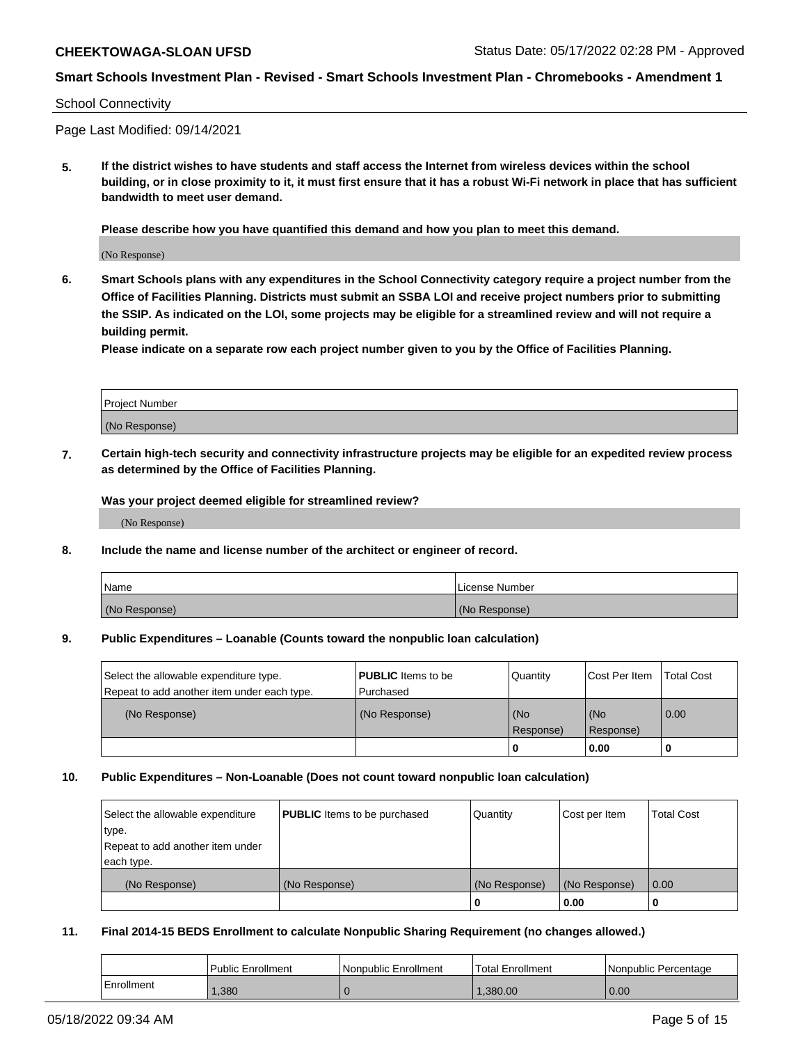School Connectivity

Page Last Modified: 09/14/2021

**5. If the district wishes to have students and staff access the Internet from wireless devices within the school building, or in close proximity to it, it must first ensure that it has a robust Wi-Fi network in place that has sufficient bandwidth to meet user demand.**

**Please describe how you have quantified this demand and how you plan to meet this demand.**

(No Response)

**6. Smart Schools plans with any expenditures in the School Connectivity category require a project number from the Office of Facilities Planning. Districts must submit an SSBA LOI and receive project numbers prior to submitting the SSIP. As indicated on the LOI, some projects may be eligible for a streamlined review and will not require a building permit.**

**Please indicate on a separate row each project number given to you by the Office of Facilities Planning.**

| Project Number |
|---|
| (No Response) |

**7. Certain high-tech security and connectivity infrastructure projects may be eligible for an expedited review process as determined by the Office of Facilities Planning.**

**Was your project deemed eligible for streamlined review?**

(No Response)

**8. Include the name and license number of the architect or engineer of record.**

| Name | License Number |
|---|---|
| (No Response) | (No Response) |

**9. Public Expenditures – Loanable (Counts toward the nonpublic loan calculation)**

| Select the allowable expenditure type. Repeat to add another item under each type. | **PUBLIC** Items to be Purchased | Quantity | Cost Per Item | Total Cost |
|---|---|---|---|---|
| (No Response) | (No Response) | (No Response) | (No Response) | 0.00 |
| | | 0 | 0.00 | 0 |

**10. Public Expenditures – Non-Loanable (Does not count toward nonpublic loan calculation)**

| Select the allowable expenditure type. Repeat to add another item under each type. | **PUBLIC** Items to be purchased | Quantity | Cost per Item | Total Cost |
|---|---|---|---|---|
| (No Response) | (No Response) | (No Response) | (No Response) | 0.00 |
| | | 0 | 0.00 | 0 |

**11. Final 2014-15 BEDS Enrollment to calculate Nonpublic Sharing Requirement (no changes allowed.)**

| | Public Enrollment | Nonpublic Enrollment | Total Enrollment | Nonpublic Percentage |
|---|---|---|---|---|
| Enrollment | 1,380 | 0 | 1,380.00 | 0.00 |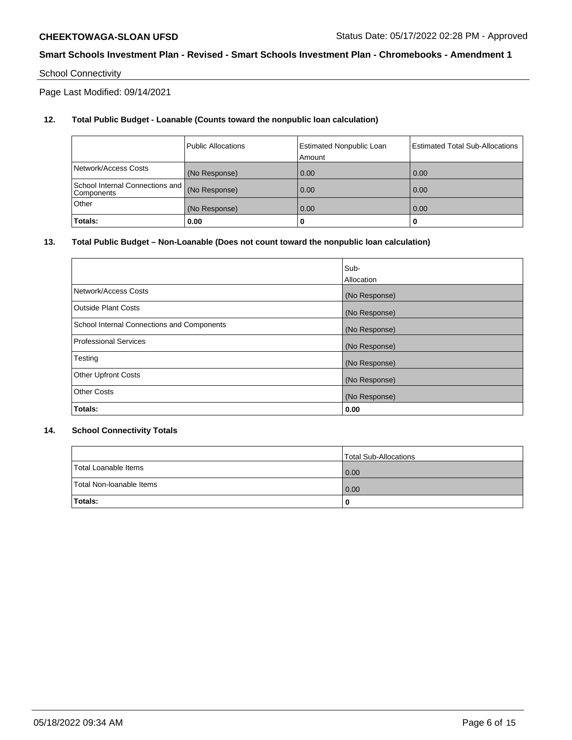School Connectivity

Page Last Modified: 09/14/2021

**12. Total Public Budget - Loanable (Counts toward the nonpublic loan calculation)**

| | Public Allocations | Estimated Nonpublic Loan Amount | Estimated Total Sub-Allocations |
|---|---|---|---|
| Network/Access Costs | (No Response) | 0.00 | 0.00 |
| School Internal Connections and Components | (No Response) | 0.00 | 0.00 |
| Other | (No Response) | 0.00 | 0.00 |
| **Totals:** | **0.00** | **0** | **0** |

**13. Total Public Budget – Non-Loanable (Does not count toward the nonpublic loan calculation)**

| | Sub-Allocation |
|---|---|
| Network/Access Costs | (No Response) |
| Outside Plant Costs | (No Response) |
| School Internal Connections and Components | (No Response) |
| Professional Services | (No Response) |
| Testing | (No Response) |
| Other Upfront Costs | (No Response) |
| Other Costs | (No Response) |
| **Totals:** | **0.00** |

**14. School Connectivity Totals**

| | Total Sub-Allocations |
|---|---|
| Total Loanable Items | 0.00 |
| Total Non-loanable Items | 0.00 |
| **Totals:** | **0** |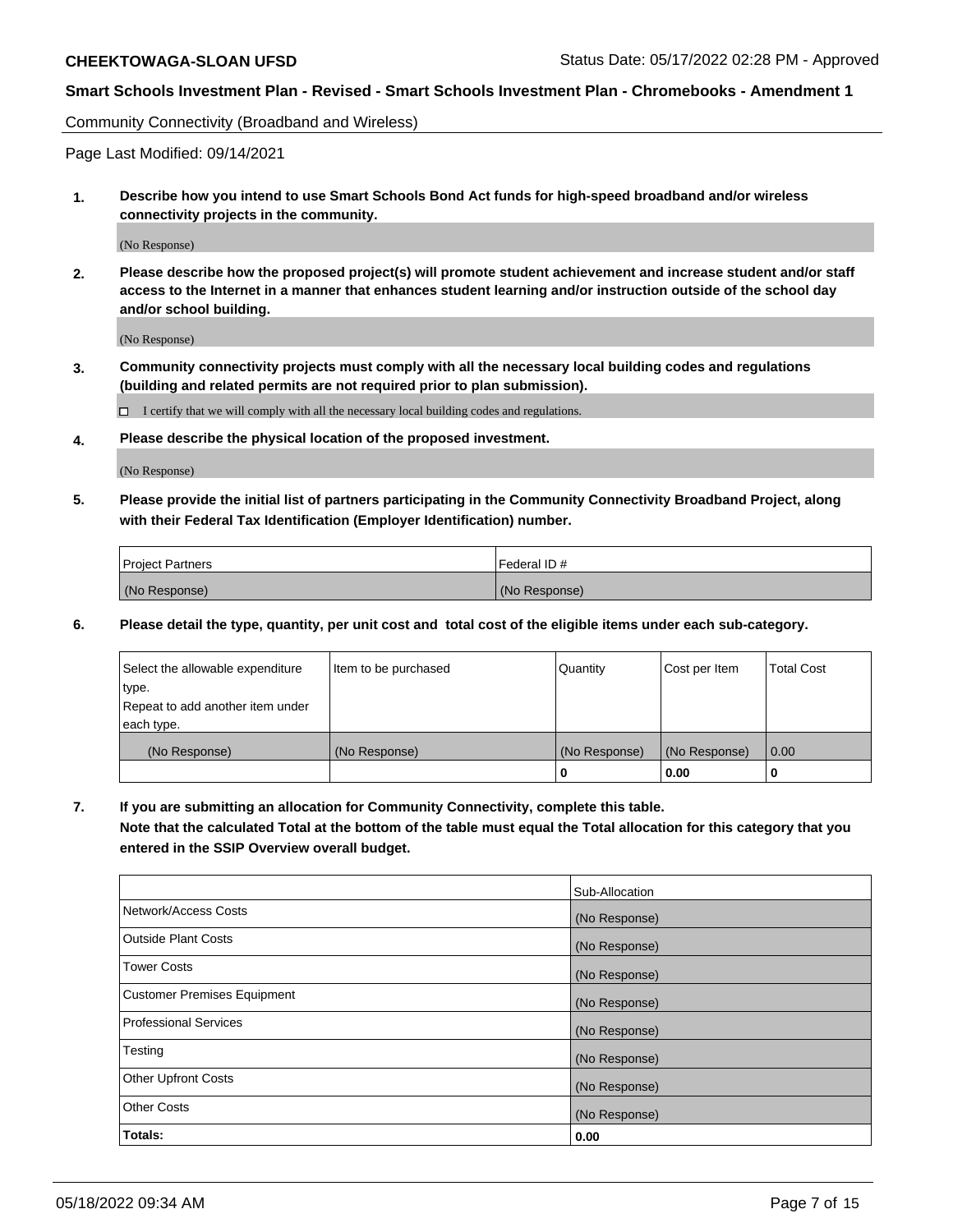Community Connectivity (Broadband and Wireless)

Page Last Modified: 09/14/2021

**1. Describe how you intend to use Smart Schools Bond Act funds for high-speed broadband and/or wireless connectivity projects in the community.**

(No Response)

**2. Please describe how the proposed project(s) will promote student achievement and increase student and/or staff access to the Internet in a manner that enhances student learning and/or instruction outside of the school day and/or school building.**

(No Response)

**3. Community connectivity projects must comply with all the necessary local building codes and regulations (building and related permits are not required prior to plan submission).**

☐ I certify that we will comply with all the necessary local building codes and regulations.

**4. Please describe the physical location of the proposed investment.**

(No Response)

**5. Please provide the initial list of partners participating in the Community Connectivity Broadband Project, along with their Federal Tax Identification (Employer Identification) number.**

| Project Partners | Federal ID # |
|---|---|
| (No Response) | (No Response) |

**6. Please detail the type, quantity, per unit cost and total cost of the eligible items under each sub-category.**

| Select the allowable expenditure type. Repeat to add another item under each type. | Item to be purchased | Quantity | Cost per Item | Total Cost |
|---|---|---|---|---|
| (No Response) | (No Response) | (No Response) | (No Response) | 0.00 |
| | | **0** | **0.00** | **0** |

**7. If you are submitting an allocation for Community Connectivity, complete this table.**
**Note that the calculated Total at the bottom of the table must equal the Total allocation for this category that you entered in the SSIP Overview overall budget.**

| | Sub-Allocation |
|---|---|
| Network/Access Costs | (No Response) |
| Outside Plant Costs | (No Response) |
| Tower Costs | (No Response) |
| Customer Premises Equipment | (No Response) |
| Professional Services | (No Response) |
| Testing | (No Response) |
| Other Upfront Costs | (No Response) |
| Other Costs | (No Response) |
| **Totals:** | **0.00** |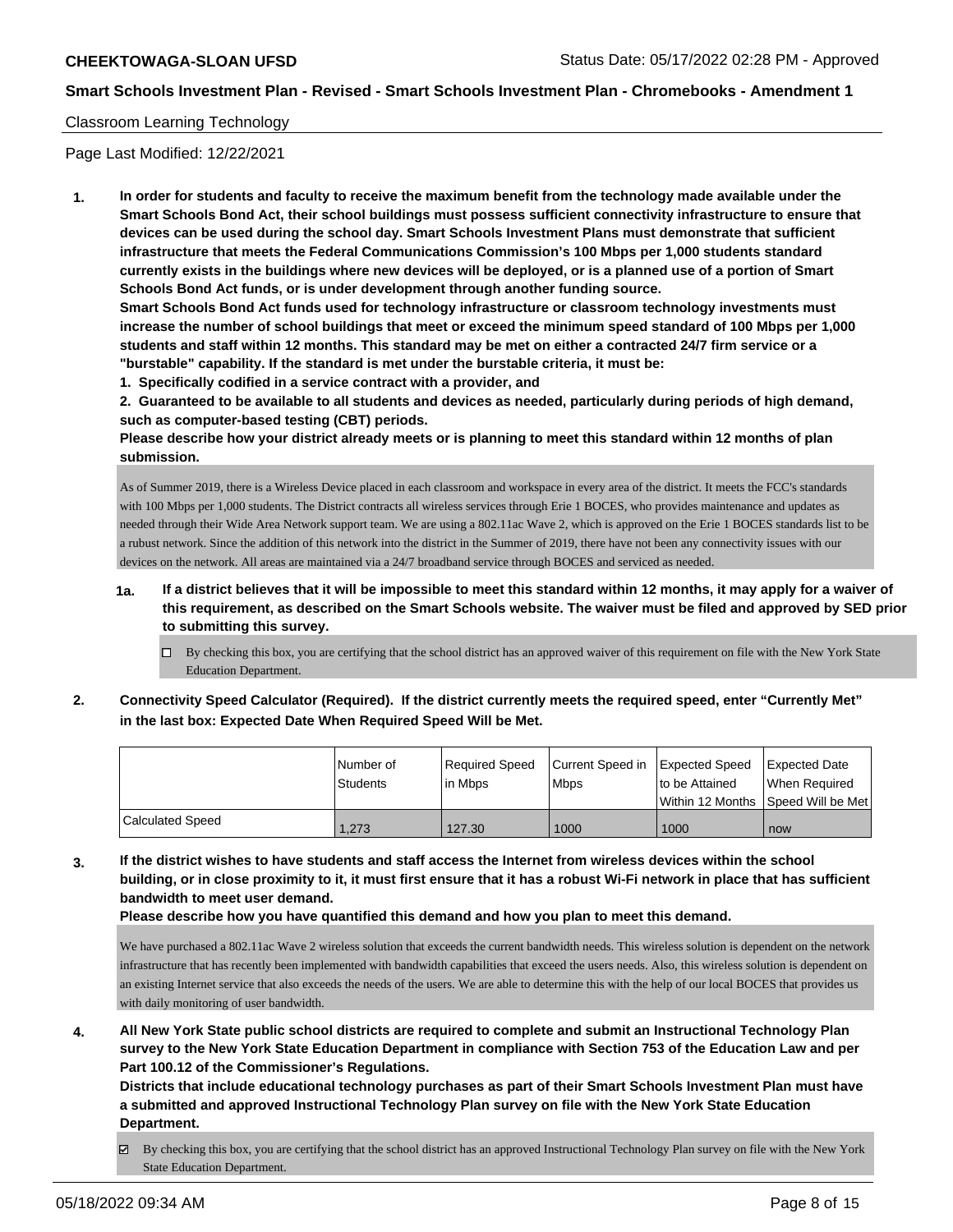Classroom Learning Technology

Page Last Modified: 12/22/2021

**1. In order for students and faculty to receive the maximum benefit from the technology made available under the Smart Schools Bond Act, their school buildings must possess sufficient connectivity infrastructure to ensure that devices can be used during the school day. Smart Schools Investment Plans must demonstrate that sufficient infrastructure that meets the Federal Communications Commission's 100 Mbps per 1,000 students standard currently exists in the buildings where new devices will be deployed, or is a planned use of a portion of Smart Schools Bond Act funds, or is under development through another funding source.**

**Smart Schools Bond Act funds used for technology infrastructure or classroom technology investments must increase the number of school buildings that meet or exceed the minimum speed standard of 100 Mbps per 1,000 students and staff within 12 months. This standard may be met on either a contracted 24/7 firm service or a "burstable" capability. If the standard is met under the burstable criteria, it must be:**

**1. Specifically codified in a service contract with a provider, and**

**2. Guaranteed to be available to all students and devices as needed, particularly during periods of high demand, such as computer-based testing (CBT) periods.**

**Please describe how your district already meets or is planning to meet this standard within 12 months of plan submission.**

As of Summer 2019, there is a Wireless Device placed in each classroom and workspace in every area of the district. It meets the FCC's standards with 100 Mbps per 1,000 students. The District contracts all wireless services through Erie 1 BOCES, who provides maintenance and updates as needed through their Wide Area Network support team. We are using a 802.11ac Wave 2, which is approved on the Erie 1 BOCES standards list to be a rubust network. Since the addition of this network into the district in the Summer of 2019, there have not been any connectivity issues with our devices on the network. All areas are maintained via a 24/7 broadband service through BOCES and serviced as needed.

**1a. If a district believes that it will be impossible to meet this standard within 12 months, it may apply for a waiver of this requirement, as described on the Smart Schools website. The waiver must be filed and approved by SED prior to submitting this survey.**

☐ By checking this box, you are certifying that the school district has an approved waiver of this requirement on file with the New York State Education Department.

**2. Connectivity Speed Calculator (Required). If the district currently meets the required speed, enter "Currently Met" in the last box: Expected Date When Required Speed Will be Met.**

| | Number of Students | Required Speed in Mbps | Current Speed in Mbps | Expected Speed to be Attained Within 12 Months | Expected Date When Required Speed Will be Met |
|---|---|---|---|---|---|
| Calculated Speed | 1,273 | 127.30 | 1000 | 1000 | now |

**3. If the district wishes to have students and staff access the Internet from wireless devices within the school building, or in close proximity to it, it must first ensure that it has a robust Wi-Fi network in place that has sufficient bandwidth to meet user demand.**

**Please describe how you have quantified this demand and how you plan to meet this demand.**

We have purchased a 802.11ac Wave 2 wireless solution that exceeds the current bandwidth needs. This wireless solution is dependent on the network infrastructure that has recently been implemented with bandwidth capabilities that exceed the users needs. Also, this wireless solution is dependent on an existing Internet service that also exceeds the needs of the users. We are able to determine this with the help of our local BOCES that provides us with daily monitoring of user bandwidth.

**4. All New York State public school districts are required to complete and submit an Instructional Technology Plan survey to the New York State Education Department in compliance with Section 753 of the Education Law and per Part 100.12 of the Commissioner's Regulations.**

**Districts that include educational technology purchases as part of their Smart Schools Investment Plan must have a submitted and approved Instructional Technology Plan survey on file with the New York State Education Department.**

☑ By checking this box, you are certifying that the school district has an approved Instructional Technology Plan survey on file with the New York State Education Department.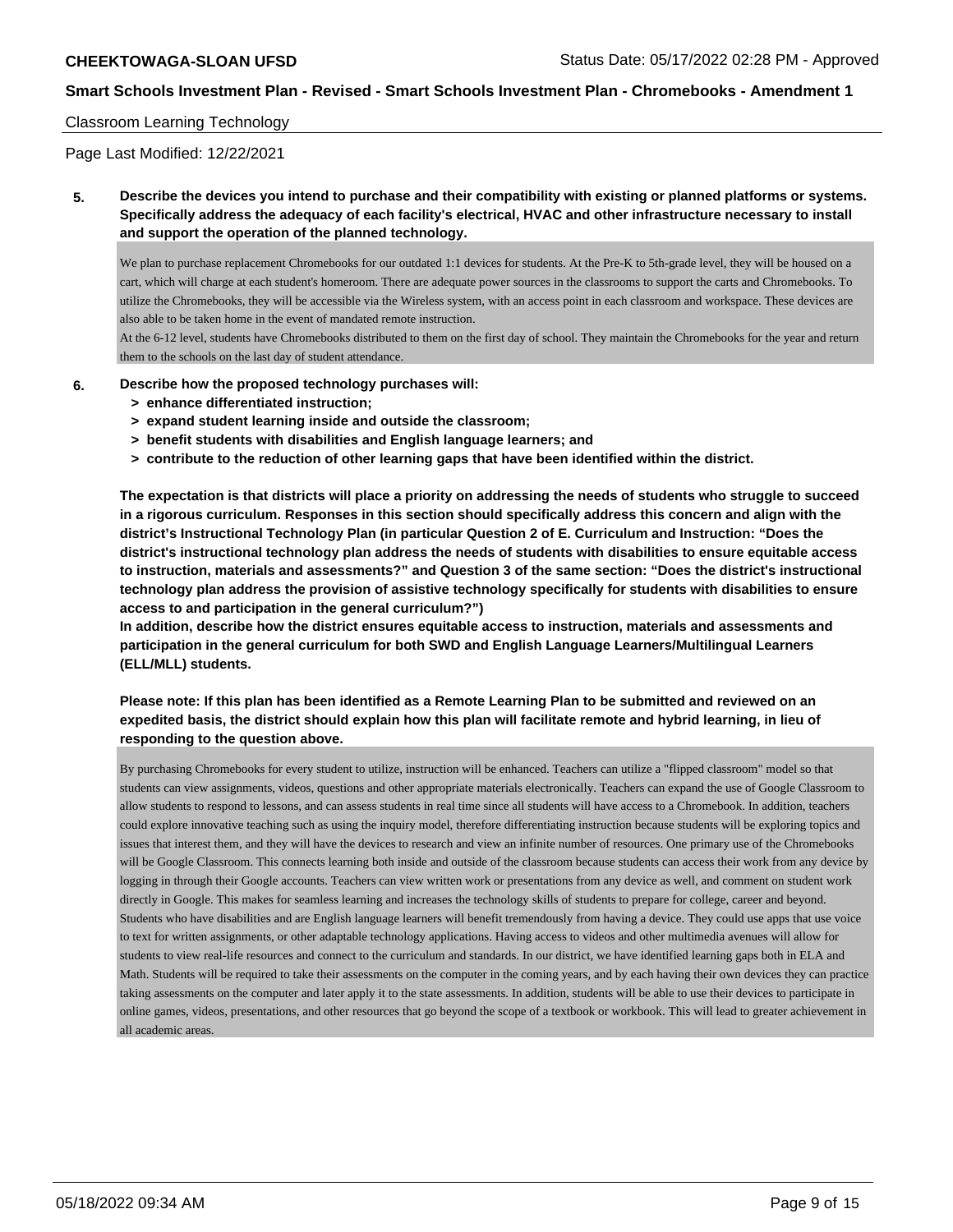Classroom Learning Technology

Page Last Modified: 12/22/2021

**5. Describe the devices you intend to purchase and their compatibility with existing or planned platforms or systems. Specifically address the adequacy of each facility's electrical, HVAC and other infrastructure necessary to install and support the operation of the planned technology.**

We plan to purchase replacement Chromebooks for our outdated 1:1 devices for students. At the Pre-K to 5th-grade level, they will be housed on a cart, which will charge at each student's homeroom. There are adequate power sources in the classrooms to support the carts and Chromebooks. To utilize the Chromebooks, they will be accessible via the Wireless system, with an access point in each classroom and workspace. These devices are also able to be taken home in the event of mandated remote instruction.
At the 6-12 level, students have Chromebooks distributed to them on the first day of school. They maintain the Chromebooks for the year and return them to the schools on the last day of student attendance.

**6. Describe how the proposed technology purchases will:**
- **> enhance differentiated instruction;**
- **> expand student learning inside and outside the classroom;**
- **> benefit students with disabilities and English language learners; and**
- **> contribute to the reduction of other learning gaps that have been identified within the district.**

**The expectation is that districts will place a priority on addressing the needs of students who struggle to succeed in a rigorous curriculum. Responses in this section should specifically address this concern and align with the district's Instructional Technology Plan (in particular Question 2 of E. Curriculum and Instruction: "Does the district's instructional technology plan address the needs of students with disabilities to ensure equitable access to instruction, materials and assessments?" and Question 3 of the same section: "Does the district's instructional technology plan address the provision of assistive technology specifically for students with disabilities to ensure access to and participation in the general curriculum?")**
**In addition, describe how the district ensures equitable access to instruction, materials and assessments and participation in the general curriculum for both SWD and English Language Learners/Multilingual Learners (ELL/MLL) students.**

**Please note: If this plan has been identified as a Remote Learning Plan to be submitted and reviewed on an expedited basis, the district should explain how this plan will facilitate remote and hybrid learning, in lieu of responding to the question above.**

By purchasing Chromebooks for every student to utilize, instruction will be enhanced. Teachers can utilize a "flipped classroom" model so that students can view assignments, videos, questions and other appropriate materials electronically. Teachers can expand the use of Google Classroom to allow students to respond to lessons, and can assess students in real time since all students will have access to a Chromebook. In addition, teachers could explore innovative teaching such as using the inquiry model, therefore differentiating instruction because students will be exploring topics and issues that interest them, and they will have the devices to research and view an infinite number of resources. One primary use of the Chromebooks will be Google Classroom. This connects learning both inside and outside of the classroom because students can access their work from any device by logging in through their Google accounts. Teachers can view written work or presentations from any device as well, and comment on student work directly in Google. This makes for seamless learning and increases the technology skills of students to prepare for college, career and beyond. Students who have disabilities and are English language learners will benefit tremendously from having a device. They could use apps that use voice to text for written assignments, or other adaptable technology applications. Having access to videos and other multimedia avenues will allow for students to view real-life resources and connect to the curriculum and standards. In our district, we have identified learning gaps both in ELA and Math. Students will be required to take their assessments on the computer in the coming years, and by each having their own devices they can practice taking assessments on the computer and later apply it to the state assessments. In addition, students will be able to use their devices to participate in online games, videos, presentations, and other resources that go beyond the scope of a textbook or workbook. This will lead to greater achievement in all academic areas.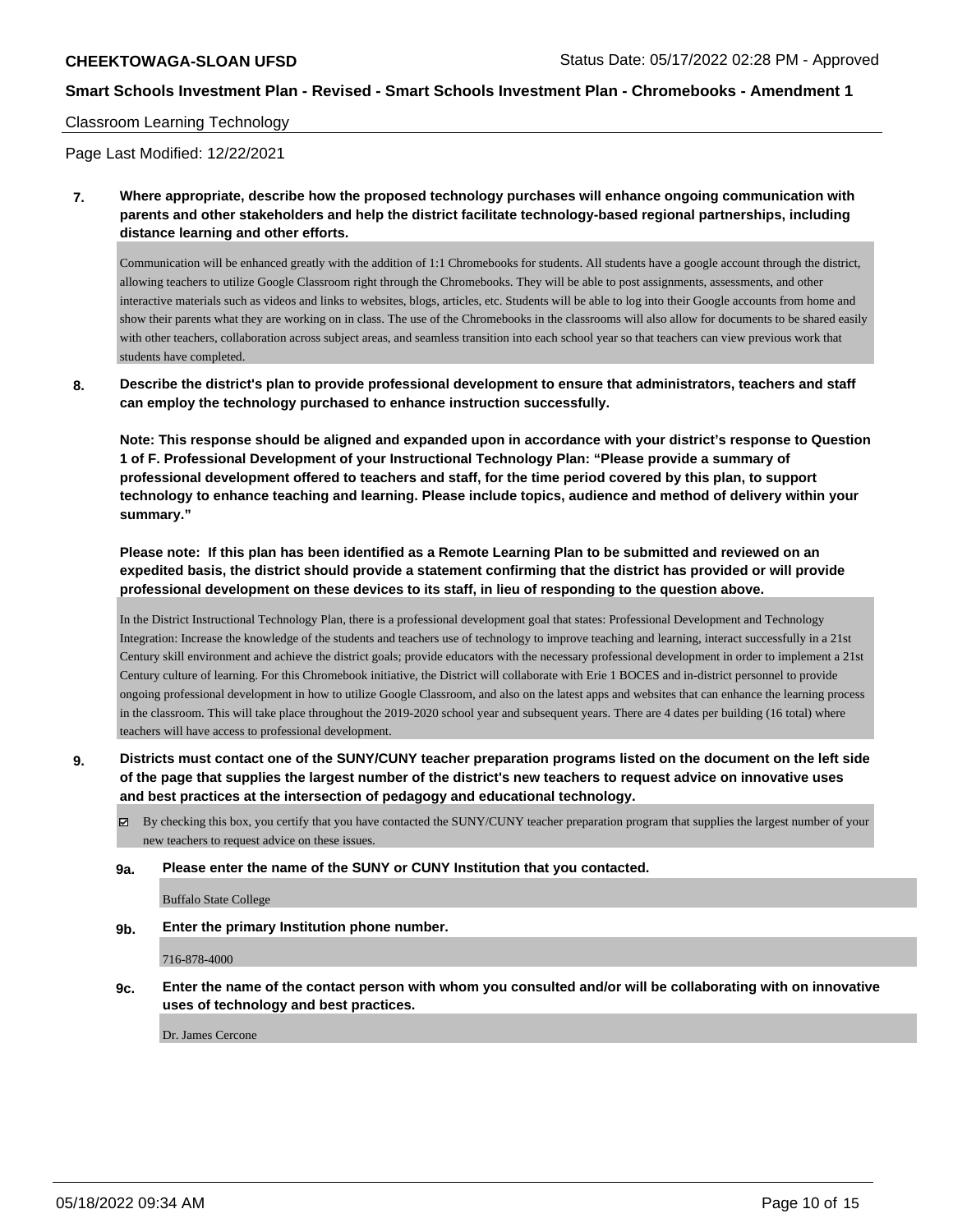Classroom Learning Technology

Page Last Modified: 12/22/2021

**7. Where appropriate, describe how the proposed technology purchases will enhance ongoing communication with parents and other stakeholders and help the district facilitate technology-based regional partnerships, including distance learning and other efforts.**

Communication will be enhanced greatly with the addition of 1:1 Chromebooks for students. All students have a google account through the district, allowing teachers to utilize Google Classroom right through the Chromebooks. They will be able to post assignments, assessments, and other interactive materials such as videos and links to websites, blogs, articles, etc. Students will be able to log into their Google accounts from home and show their parents what they are working on in class. The use of the Chromebooks in the classrooms will also allow for documents to be shared easily with other teachers, collaboration across subject areas, and seamless transition into each school year so that teachers can view previous work that students have completed.

**8. Describe the district's plan to provide professional development to ensure that administrators, teachers and staff can employ the technology purchased to enhance instruction successfully.**

**Note: This response should be aligned and expanded upon in accordance with your district's response to Question 1 of F. Professional Development of your Instructional Technology Plan: "Please provide a summary of professional development offered to teachers and staff, for the time period covered by this plan, to support technology to enhance teaching and learning. Please include topics, audience and method of delivery within your summary."**

**Please note: If this plan has been identified as a Remote Learning Plan to be submitted and reviewed on an expedited basis, the district should provide a statement confirming that the district has provided or will provide professional development on these devices to its staff, in lieu of responding to the question above.**

In the District Instructional Technology Plan, there is a professional development goal that states: Professional Development and Technology Integration: Increase the knowledge of the students and teachers use of technology to improve teaching and learning, interact successfully in a 21st Century skill environment and achieve the district goals; provide educators with the necessary professional development in order to implement a 21st Century culture of learning. For this Chromebook initiative, the District will collaborate with Erie 1 BOCES and in-district personnel to provide ongoing professional development in how to utilize Google Classroom, and also on the latest apps and websites that can enhance the learning process in the classroom. This will take place throughout the 2019-2020 school year and subsequent years. There are 4 dates per building (16 total) where teachers will have access to professional development.

**9. Districts must contact one of the SUNY/CUNY teacher preparation programs listed on the document on the left side of the page that supplies the largest number of the district's new teachers to request advice on innovative uses and best practices at the intersection of pedagogy and educational technology.**

☑ By checking this box, you certify that you have contacted the SUNY/CUNY teacher preparation program that supplies the largest number of your new teachers to request advice on these issues.

**9a. Please enter the name of the SUNY or CUNY Institution that you contacted.**

Buffalo State College

**9b. Enter the primary Institution phone number.**

716-878-4000

**9c. Enter the name of the contact person with whom you consulted and/or will be collaborating with on innovative uses of technology and best practices.**

Dr. James Cercone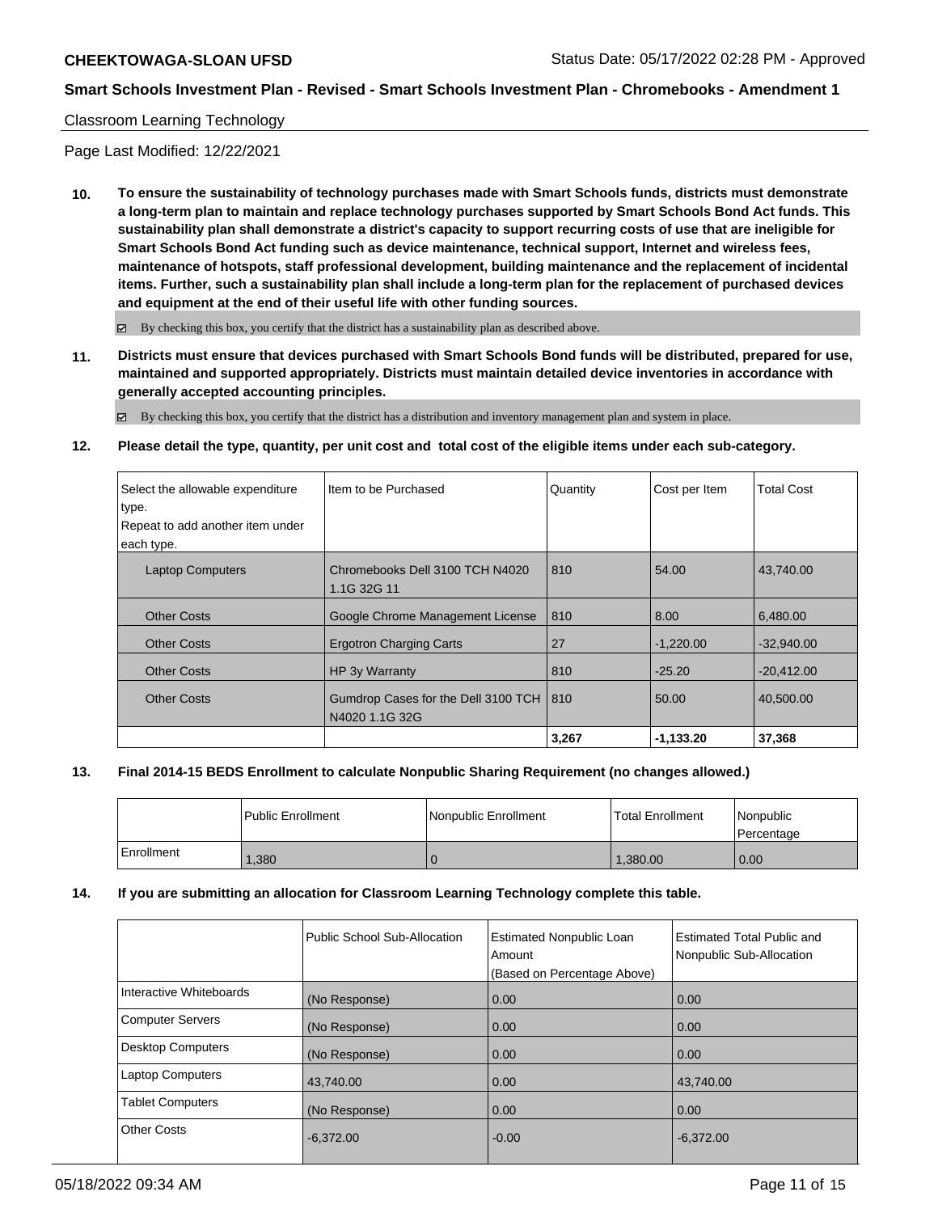**CHEEKTOWAGA-SLOAN UFSD** Status Date: 05/17/2022 02:28 PM - Approved

**Smart Schools Investment Plan - Revised - Smart Schools Investment Plan - Chromebooks - Amendment 1**

Classroom Learning Technology

Page Last Modified: 12/22/2021

**10. To ensure the sustainability of technology purchases made with Smart Schools funds, districts must demonstrate a long-term plan to maintain and replace technology purchases supported by Smart Schools Bond Act funds. This sustainability plan shall demonstrate a district's capacity to support recurring costs of use that are ineligible for Smart Schools Bond Act funding such as device maintenance, technical support, Internet and wireless fees, maintenance of hotspots, staff professional development, building maintenance and the replacement of incidental items. Further, such a sustainability plan shall include a long-term plan for the replacement of purchased devices and equipment at the end of their useful life with other funding sources.**

☑ By checking this box, you certify that the district has a sustainability plan as described above.

**11. Districts must ensure that devices purchased with Smart Schools Bond funds will be distributed, prepared for use, maintained and supported appropriately. Districts must maintain detailed device inventories in accordance with generally accepted accounting principles.**

☑ By checking this box, you certify that the district has a distribution and inventory management plan and system in place.

**12. Please detail the type, quantity, per unit cost and total cost of the eligible items under each sub-category.**

| Select the allowable expenditure type. Repeat to add another item under each type. | Item to be Purchased | Quantity | Cost per Item | Total Cost |
|---|---|---|---|---|
| Laptop Computers | Chromebooks Dell 3100 TCH N4020 1.1G 32G 11 | 810 | 54.00 | 43,740.00 |
| Other Costs | Google Chrome Management License | 810 | 8.00 | 6,480.00 |
| Other Costs | Ergotron Charging Carts | 27 | -1,220.00 | -32,940.00 |
| Other Costs | HP 3y Warranty | 810 | -25.20 | -20,412.00 |
| Other Costs | Gumdrop Cases for the Dell 3100 TCH N4020 1.1G 32G | 810 | 50.00 | 40,500.00 |
| | | **3,267** | **-1,133.20** | **37,368** |

**13. Final 2014-15 BEDS Enrollment to calculate Nonpublic Sharing Requirement (no changes allowed.)**

| | Public Enrollment | Nonpublic Enrollment | Total Enrollment | Nonpublic Percentage |
|---|---|---|---|---|
| Enrollment | 1,380 | 0 | 1,380.00 | 0.00 |

**14. If you are submitting an allocation for Classroom Learning Technology complete this table.**

| | Public School Sub-Allocation | Estimated Nonpublic Loan Amount (Based on Percentage Above) | Estimated Total Public and Nonpublic Sub-Allocation |
|---|---|---|---|
| Interactive Whiteboards | (No Response) | 0.00 | 0.00 |
| Computer Servers | (No Response) | 0.00 | 0.00 |
| Desktop Computers | (No Response) | 0.00 | 0.00 |
| Laptop Computers | 43,740.00 | 0.00 | 43,740.00 |
| Tablet Computers | (No Response) | 0.00 | 0.00 |
| Other Costs | -6,372.00 | -0.00 | -6,372.00 |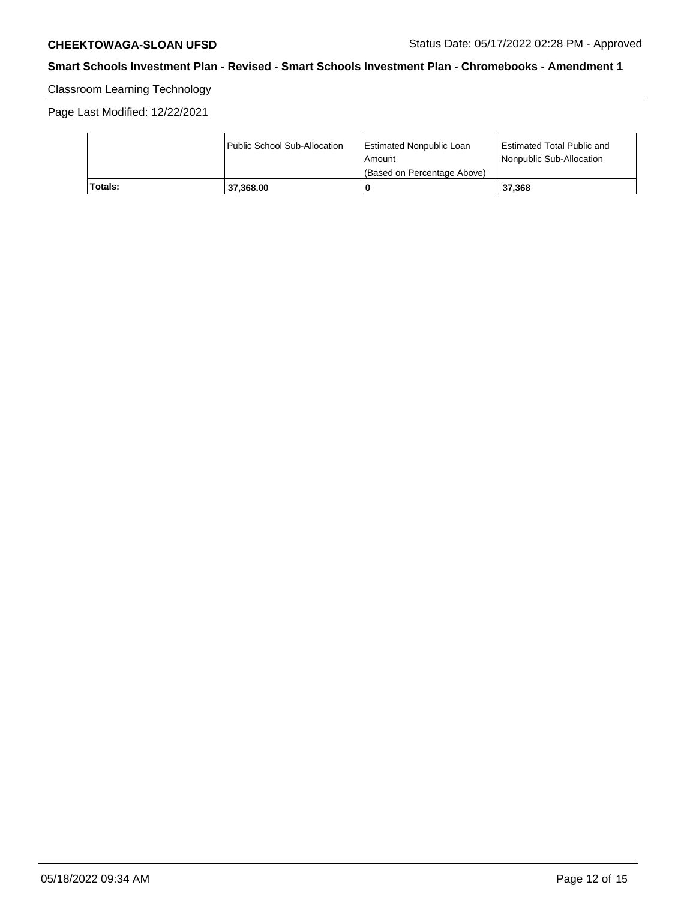Classroom Learning Technology

Page Last Modified: 12/22/2021

| | Public School Sub-Allocation | Estimated Nonpublic Loan Amount (Based on Percentage Above) | Estimated Total Public and Nonpublic Sub-Allocation |
|---|---|---|---|
| **Totals:** | **37,368.00** | **0** | **37,368** |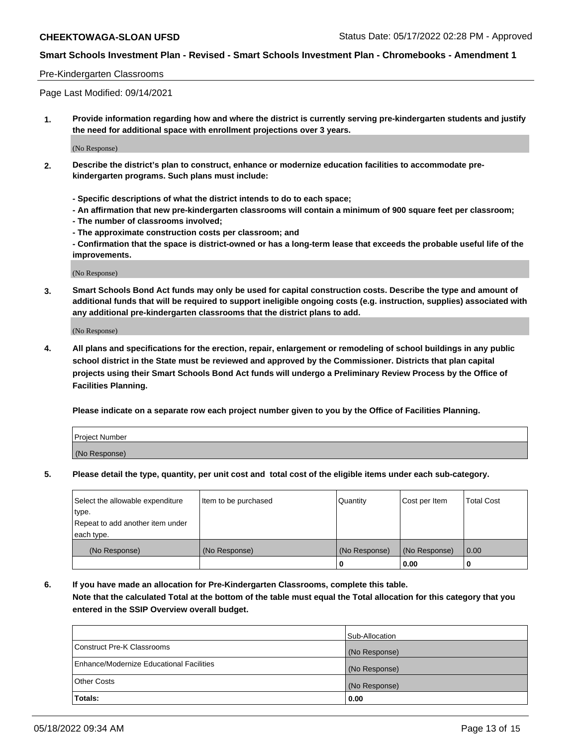Pre-Kindergarten Classrooms

Page Last Modified: 09/14/2021

**1. Provide information regarding how and where the district is currently serving pre-kindergarten students and justify the need for additional space with enrollment projections over 3 years.**

(No Response)

**2. Describe the district's plan to construct, enhance or modernize education facilities to accommodate pre-kindergarten programs. Such plans must include:**

**- Specific descriptions of what the district intends to do to each space;**
**- An affirmation that new pre-kindergarten classrooms will contain a minimum of 900 square feet per classroom;**
**- The number of classrooms involved;**
**- The approximate construction costs per classroom; and**
**- Confirmation that the space is district-owned or has a long-term lease that exceeds the probable useful life of the improvements.**

(No Response)

**3. Smart Schools Bond Act funds may only be used for capital construction costs. Describe the type and amount of additional funds that will be required to support ineligible ongoing costs (e.g. instruction, supplies) associated with any additional pre-kindergarten classrooms that the district plans to add.**

(No Response)

**4. All plans and specifications for the erection, repair, enlargement or remodeling of school buildings in any public school district in the State must be reviewed and approved by the Commissioner. Districts that plan capital projects using their Smart Schools Bond Act funds will undergo a Preliminary Review Process by the Office of Facilities Planning.**

**Please indicate on a separate row each project number given to you by the Office of Facilities Planning.**

| Project Number |
|---|
| (No Response) |

**5. Please detail the type, quantity, per unit cost and total cost of the eligible items under each sub-category.**

| Select the allowable expenditure type. Repeat to add another item under each type. | Item to be purchased | Quantity | Cost per Item | Total Cost |
|---|---|---|---|---|
| (No Response) | (No Response) | (No Response) | (No Response) | 0.00 |
| | | 0 | 0.00 | 0 |

**6. If you have made an allocation for Pre-Kindergarten Classrooms, complete this table.**
**Note that the calculated Total at the bottom of the table must equal the Total allocation for this category that you entered in the SSIP Overview overall budget.**

| | Sub-Allocation |
|---|---|
| Construct Pre-K Classrooms | (No Response) |
| Enhance/Modernize Educational Facilities | (No Response) |
| Other Costs | (No Response) |
| **Totals:** | **0.00** |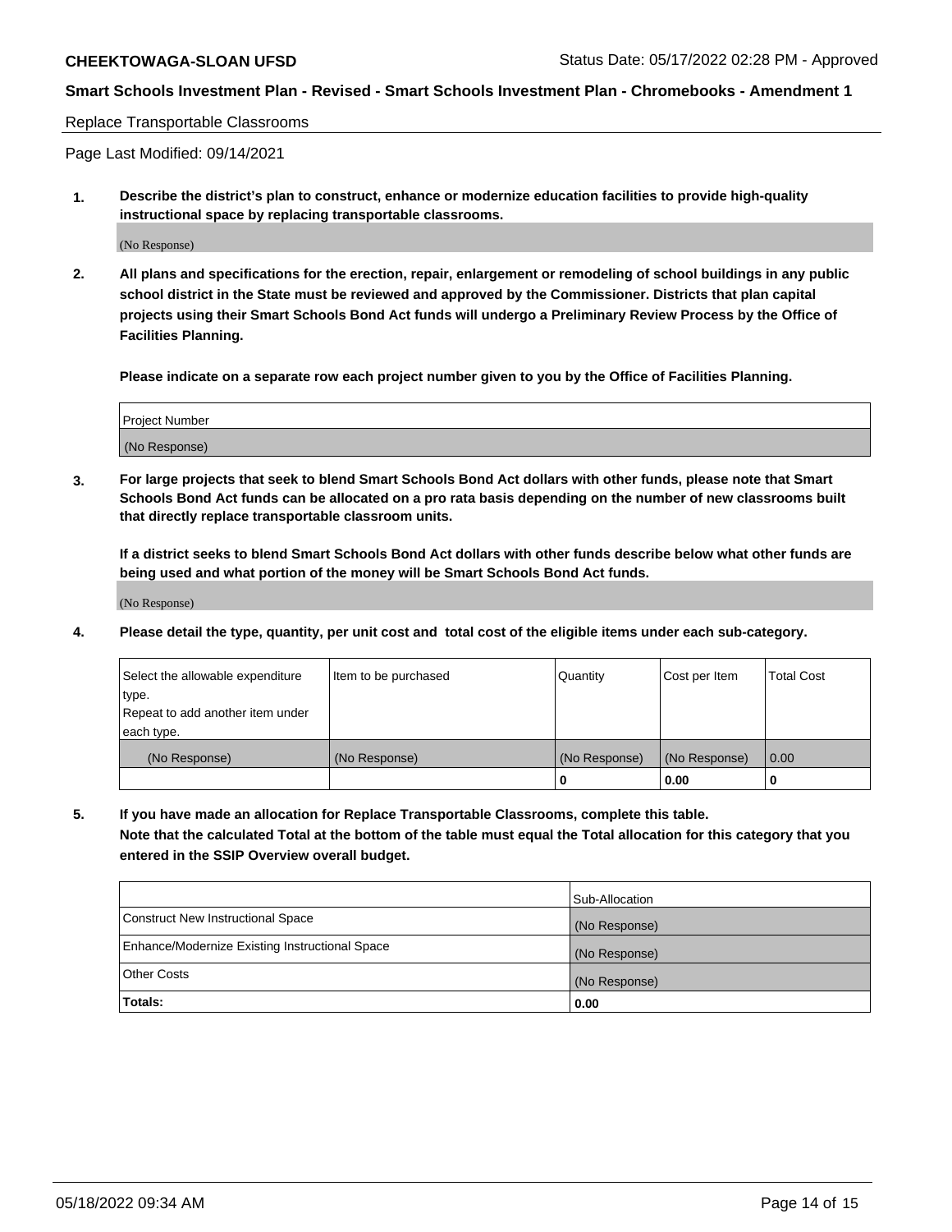Replace Transportable Classrooms

Page Last Modified: 09/14/2021

**1. Describe the district's plan to construct, enhance or modernize education facilities to provide high-quality instructional space by replacing transportable classrooms.**

(No Response)

**2. All plans and specifications for the erection, repair, enlargement or remodeling of school buildings in any public school district in the State must be reviewed and approved by the Commissioner. Districts that plan capital projects using their Smart Schools Bond Act funds will undergo a Preliminary Review Process by the Office of Facilities Planning.**

**Please indicate on a separate row each project number given to you by the Office of Facilities Planning.**

| Project Number |
|---|
| (No Response) |

**3. For large projects that seek to blend Smart Schools Bond Act dollars with other funds, please note that Smart Schools Bond Act funds can be allocated on a pro rata basis depending on the number of new classrooms built that directly replace transportable classroom units.**

**If a district seeks to blend Smart Schools Bond Act dollars with other funds describe below what other funds are being used and what portion of the money will be Smart Schools Bond Act funds.**

(No Response)

**4. Please detail the type, quantity, per unit cost and total cost of the eligible items under each sub-category.**

| Select the allowable expenditure type. Repeat to add another item under each type. | Item to be purchased | Quantity | Cost per Item | Total Cost |
|---|---|---|---|---|
| (No Response) | (No Response) | (No Response) | (No Response) | 0.00 |
| | | 0 | 0.00 | 0 |

**5. If you have made an allocation for Replace Transportable Classrooms, complete this table. Note that the calculated Total at the bottom of the table must equal the Total allocation for this category that you entered in the SSIP Overview overall budget.**

| | Sub-Allocation |
|---|---|
| Construct New Instructional Space | (No Response) |
| Enhance/Modernize Existing Instructional Space | (No Response) |
| Other Costs | (No Response) |
| **Totals:** | 0.00 |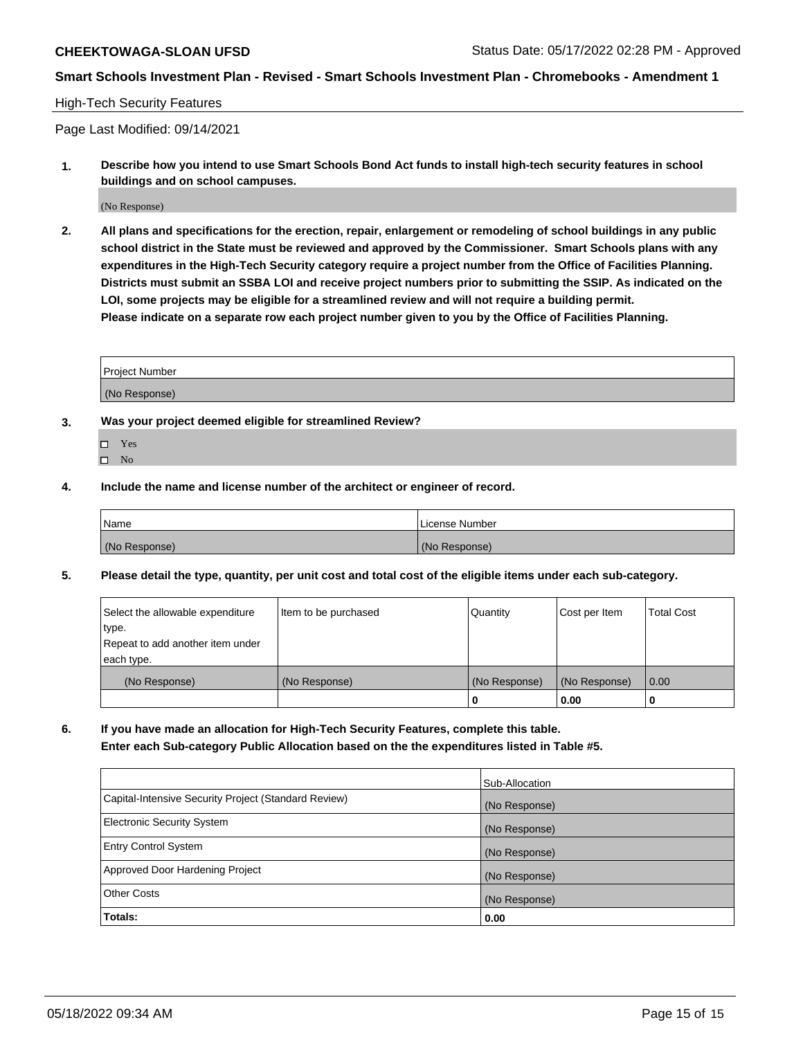High-Tech Security Features

Page Last Modified: 09/14/2021

**1. Describe how you intend to use Smart Schools Bond Act funds to install high-tech security features in school buildings and on school campuses.**

(No Response)

**2. All plans and specifications for the erection, repair, enlargement or remodeling of school buildings in any public school district in the State must be reviewed and approved by the Commissioner. Smart Schools plans with any expenditures in the High-Tech Security category require a project number from the Office of Facilities Planning. Districts must submit an SSBA LOI and receive project numbers prior to submitting the SSIP. As indicated on the LOI, some projects may be eligible for a streamlined review and will not require a building permit. Please indicate on a separate row each project number given to you by the Office of Facilities Planning.**

| Project Number |
| --- |
| (No Response) |

**3. Was your project deemed eligible for streamlined Review?**

- ☐ Yes
- ☐ No

**4. Include the name and license number of the architect or engineer of record.**

| Name | License Number |
| --- | --- |
| (No Response) | (No Response) |

**5. Please detail the type, quantity, per unit cost and total cost of the eligible items under each sub-category.**

| Select the allowable expenditure type. Repeat to add another item under each type. | Item to be purchased | Quantity | Cost per Item | Total Cost |
| --- | --- | --- | --- | --- |
| (No Response) | (No Response) | (No Response) | (No Response) | 0.00 |
| | | 0 | 0.00 | 0 |

**6. If you have made an allocation for High-Tech Security Features, complete this table. Enter each Sub-category Public Allocation based on the the expenditures listed in Table #5.**

| | Sub-Allocation |
| --- | --- |
| Capital-Intensive Security Project (Standard Review) | (No Response) |
| Electronic Security System | (No Response) |
| Entry Control System | (No Response) |
| Approved Door Hardening Project | (No Response) |
| Other Costs | (No Response) |
| **Totals:** | 0.00 |